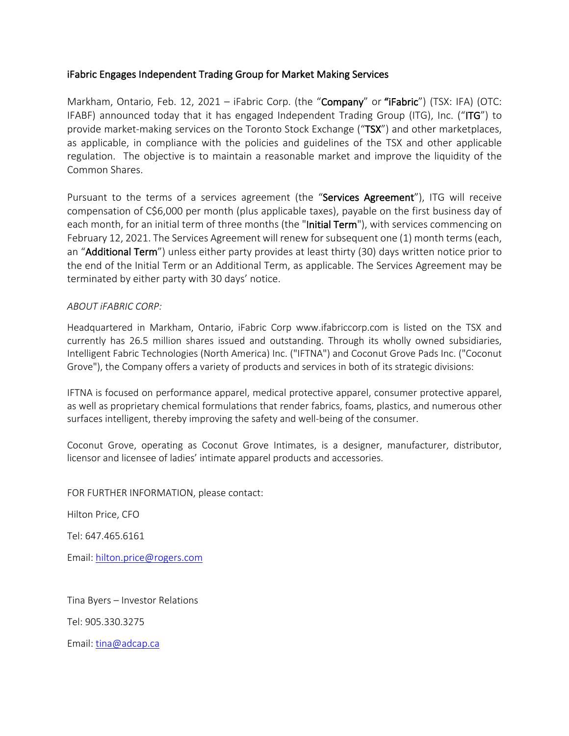# iFabric Engages Independent Trading Group for Market Making Services

Markham, Ontario, Feb. 12, 2021 – iFabric Corp. (the "**Company**" or **"iFabric**") (TSX: IFA) (OTC: IFABF) announced today that it has engaged Independent Trading Group (ITG), Inc. ("**ITG**") to provide market-making services on the Toronto Stock Exchange ("**TSX**") and other marketplaces, as applicable, in compliance with the policies and guidelines of the TSX and other applicable regulation. The objective is to maintain a reasonable market and improve the liquidity of the Common Shares.

Pursuant to the terms of a services agreement (the "**Services Agreement**"), ITG will receive compensation of C$6,000 per month (plus applicable taxes), payable on the first business day of each month, for an initial term of three months (the "**Initial Term**"), with services commencing on February 12, 2021. The Services Agreement will renew for subsequent one (1) month terms (each, an "**Additional Term**") unless either party provides at least thirty (30) days written notice prior to the end of the Initial Term or an Additional Term, as applicable. The Services Agreement may be terminated by either party with 30 days' notice.

*ABOUT iFABRIC CORP:*

Headquartered in Markham, Ontario, iFabric Corp www.ifabriccorp.com is listed on the TSX and currently has 26.5 million shares issued and outstanding. Through its wholly owned subsidiaries, Intelligent Fabric Technologies (North America) Inc. ("IFTNA") and Coconut Grove Pads Inc. ("Coconut Grove"), the Company offers a variety of products and services in both of its strategic divisions:

IFTNA is focused on performance apparel, medical protective apparel, consumer protective apparel, as well as proprietary chemical formulations that render fabrics, foams, plastics, and numerous other surfaces intelligent, thereby improving the safety and well-being of the consumer.

Coconut Grove, operating as Coconut Grove Intimates, is a designer, manufacturer, distributor, licensor and licensee of ladies' intimate apparel products and accessories.

FOR FURTHER INFORMATION, please contact:

Hilton Price, CFO

Tel: 647.465.6161

Email: hilton.price@rogers.com

Tina Byers – Investor Relations

Tel: 905.330.3275

Email: tina@adcap.ca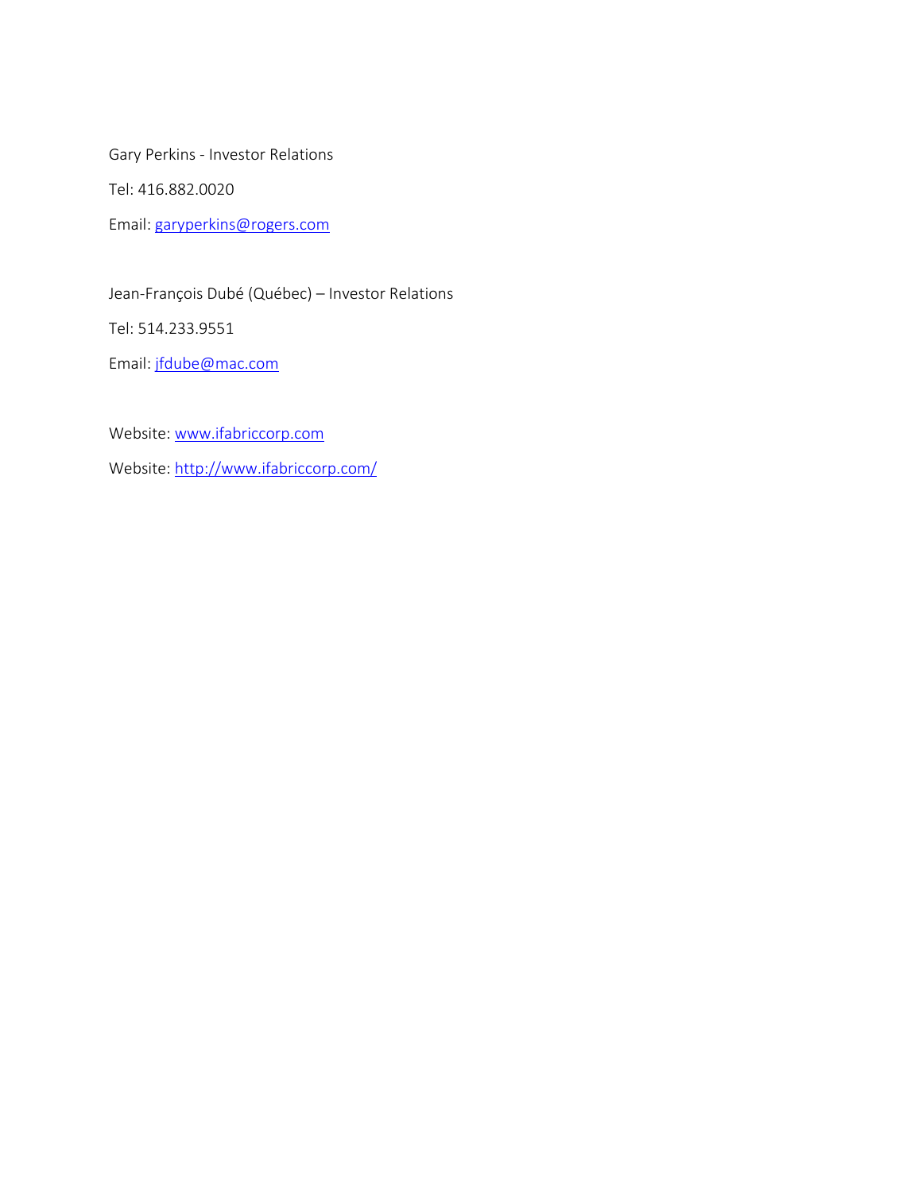Gary Perkins - Investor Relations

Tel: 416.882.0020

Email: garyperkins@rogers.com

Jean-François Dubé (Québec) – Investor Relations

Tel: 514.233.9551

Email: jfdube@mac.com

Website: www.ifabriccorp.com

Website: http://www.ifabriccorp.com/